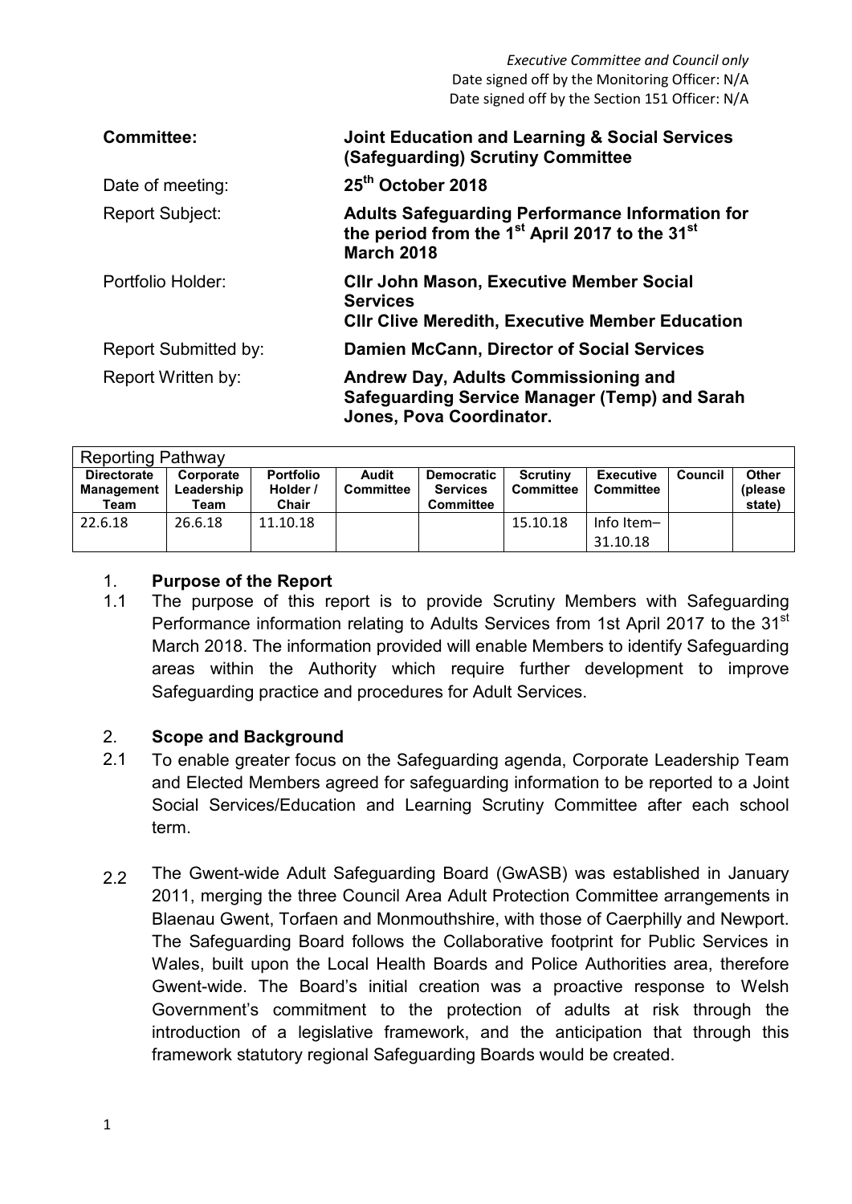*Executive Committee and Council only*
Date signed off by the Monitoring Officer: N/A
Date signed off by the Section 151 Officer: N/A

| | |
|---|---|
| **Committee:** | **Joint Education and Learning & Social Services (Safeguarding) Scrutiny Committee** |
| Date of meeting: | **25th October 2018** |
| Report Subject: | **Adults Safeguarding Performance Information for the period from the 1st April 2017 to the 31st March 2018** |
| Portfolio Holder: | **Cllr John Mason, Executive Member Social Services**<br>**Cllr Clive Meredith, Executive Member Education** |
| Report Submitted by: | **Damien McCann, Director of Social Services** |
| Report Written by: | **Andrew Day, Adults Commissioning and Safeguarding Service Manager (Temp) and Sarah Jones, Pova Coordinator.** |

| Reporting Pathway | | | | | | | | |
|---|---|---|---|---|---|---|---|---|
| **Directorate Management Team** | **Corporate Leadership Team** | **Portfolio Holder / Chair** | **Audit Committee** | **Democratic Services Committee** | **Scrutiny Committee** | **Executive Committee** | **Council** | **Other (please state)** |
| 22.6.18 | 26.6.18 | 11.10.18 | | | 15.10.18 | Info Item– 31.10.18 | | |

## 1. Purpose of the Report

1.1 The purpose of this report is to provide Scrutiny Members with Safeguarding Performance information relating to Adults Services from 1st April 2017 to the 31st March 2018. The information provided will enable Members to identify Safeguarding areas within the Authority which require further development to improve Safeguarding practice and procedures for Adult Services.

## 2. Scope and Background

2.1 To enable greater focus on the Safeguarding agenda, Corporate Leadership Team and Elected Members agreed for safeguarding information to be reported to a Joint Social Services/Education and Learning Scrutiny Committee after each school term.

2.2 The Gwent-wide Adult Safeguarding Board (GwASB) was established in January 2011, merging the three Council Area Adult Protection Committee arrangements in Blaenau Gwent, Torfaen and Monmouthshire, with those of Caerphilly and Newport. The Safeguarding Board follows the Collaborative footprint for Public Services in Wales, built upon the Local Health Boards and Police Authorities area, therefore Gwent-wide. The Board's initial creation was a proactive response to Welsh Government's commitment to the protection of adults at risk through the introduction of a legislative framework, and the anticipation that through this framework statutory regional Safeguarding Boards would be created.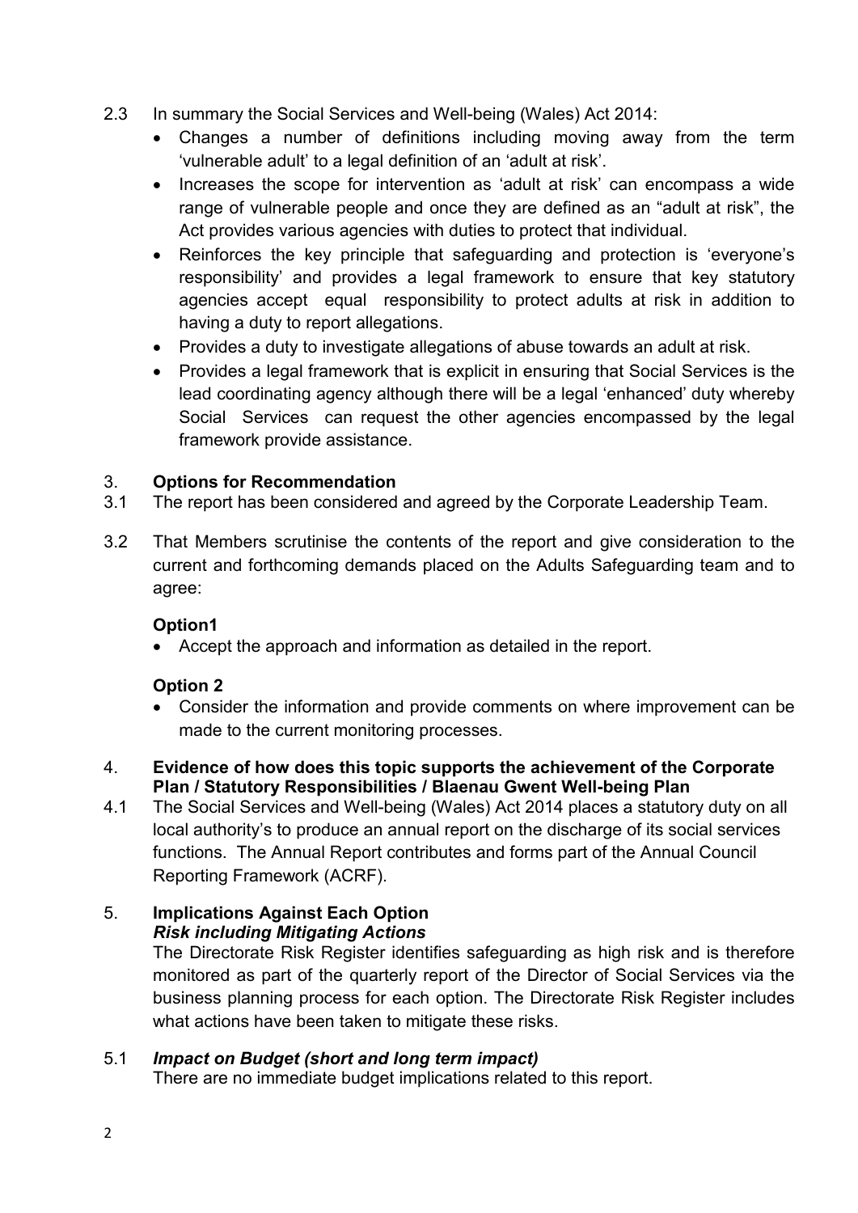2.3 In summary the Social Services and Well-being (Wales) Act 2014:

- Changes a number of definitions including moving away from the term 'vulnerable adult' to a legal definition of an 'adult at risk'.
- Increases the scope for intervention as 'adult at risk' can encompass a wide range of vulnerable people and once they are defined as an "adult at risk", the Act provides various agencies with duties to protect that individual.
- Reinforces the key principle that safeguarding and protection is 'everyone's responsibility' and provides a legal framework to ensure that key statutory agencies accept equal responsibility to protect adults at risk in addition to having a duty to report allegations.
- Provides a duty to investigate allegations of abuse towards an adult at risk.
- Provides a legal framework that is explicit in ensuring that Social Services is the lead coordinating agency although there will be a legal 'enhanced' duty whereby Social Services can request the other agencies encompassed by the legal framework provide assistance.

## 3. Options for Recommendation

3.1 The report has been considered and agreed by the Corporate Leadership Team.

3.2 That Members scrutinise the contents of the report and give consideration to the current and forthcoming demands placed on the Adults Safeguarding team and to agree:

**Option1**

- Accept the approach and information as detailed in the report.

**Option 2**

- Consider the information and provide comments on where improvement can be made to the current monitoring processes.

## 4. Evidence of how does this topic supports the achievement of the Corporate Plan / Statutory Responsibilities / Blaenau Gwent Well-being Plan

4.1 The Social Services and Well-being (Wales) Act 2014 places a statutory duty on all local authority's to produce an annual report on the discharge of its social services functions. The Annual Report contributes and forms part of the Annual Council Reporting Framework (ACRF).

## 5. Implications Against Each Option

***Risk including Mitigating Actions***

The Directorate Risk Register identifies safeguarding as high risk and is therefore monitored as part of the quarterly report of the Director of Social Services via the business planning process for each option. The Directorate Risk Register includes what actions have been taken to mitigate these risks.

5.1 ***Impact on Budget (short and long term impact)***

There are no immediate budget implications related to this report.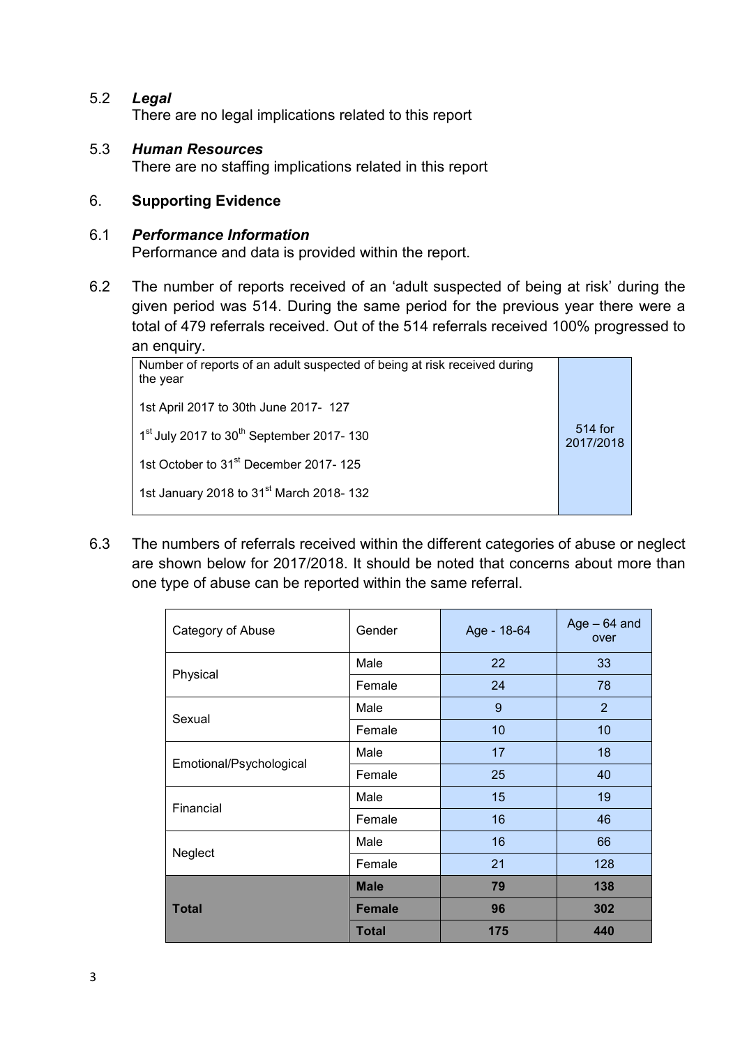5.2 ***Legal***

There are no legal implications related to this report

5.3 ***Human Resources***

There are no staffing implications related in this report

## 6. **Supporting Evidence**

6.1 ***Performance Information***

Performance and data is provided within the report.

6.2 The number of reports received of an 'adult suspected of being at risk' during the given period was 514. During the same period for the previous year there were a total of 479 referrals received. Out of the 514 referrals received 100% progressed to an enquiry.

| Number of reports of an adult suspected of being at risk received during the year<br><br>1st April 2017 to 30th June 2017- 127<br><br>1st July 2017 to 30th September 2017- 130<br><br>1st October to 31st December 2017- 125<br><br>1st January 2018 to 31st March 2018- 132 | 514 for 2017/2018 |
|---|---|

6.3 The numbers of referrals received within the different categories of abuse or neglect are shown below for 2017/2018. It should be noted that concerns about more than one type of abuse can be reported within the same referral.

| Category of Abuse | Gender | Age - 18-64 | Age – 64 and over |
|---|---|---|---|
| Physical | Male | 22 | 33 |
| | Female | 24 | 78 |
| Sexual | Male | 9 | 2 |
| | Female | 10 | 10 |
| Emotional/Psychological | Male | 17 | 18 |
| | Female | 25 | 40 |
| Financial | Male | 15 | 19 |
| | Female | 16 | 46 |
| Neglect | Male | 16 | 66 |
| | Female | 21 | 128 |
| **Total** | **Male** | **79** | **138** |
| | **Female** | **96** | **302** |
| | **Total** | **175** | **440** |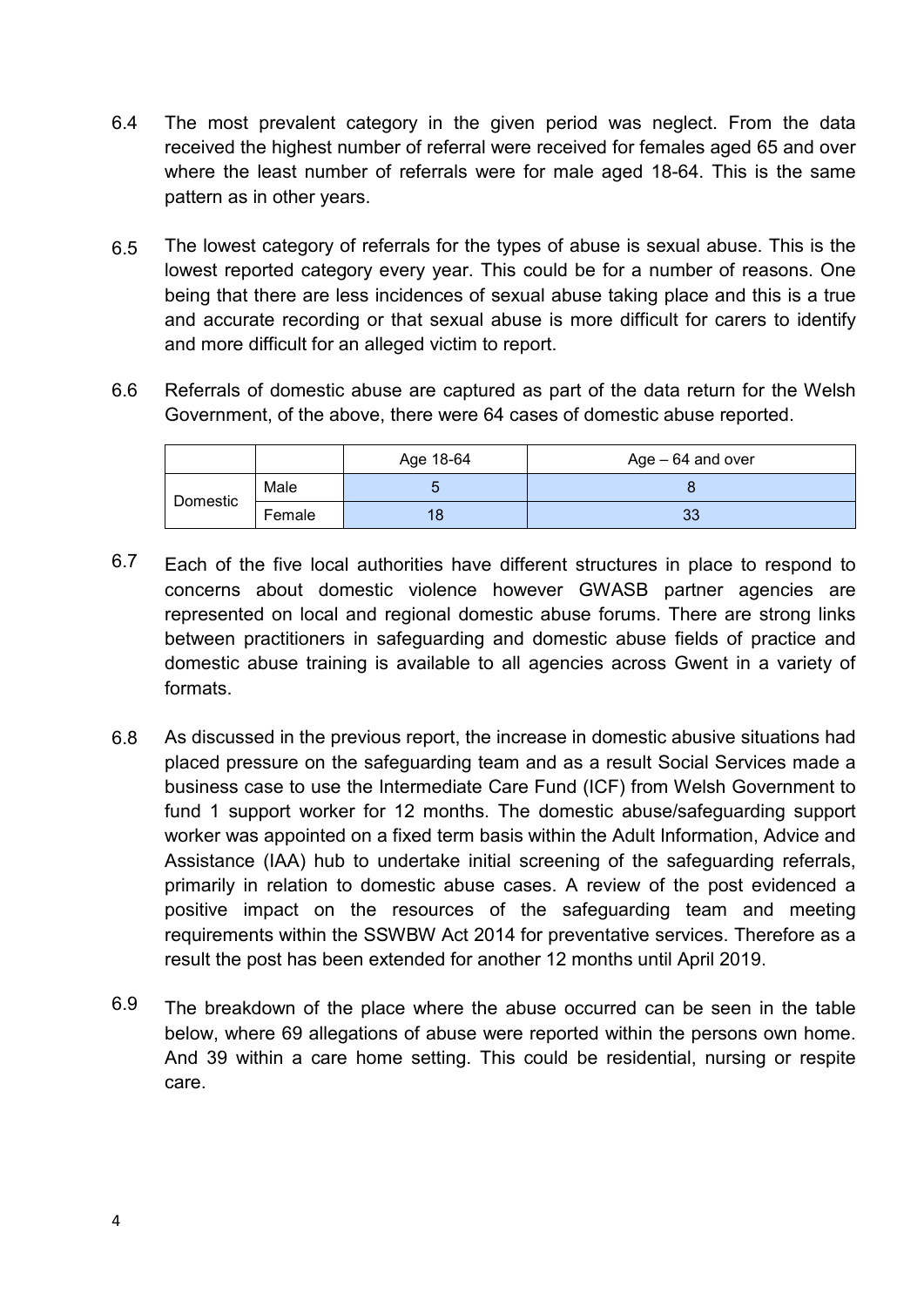6.4 The most prevalent category in the given period was neglect. From the data received the highest number of referral were received for females aged 65 and over where the least number of referrals were for male aged 18-64. This is the same pattern as in other years.

6.5 The lowest category of referrals for the types of abuse is sexual abuse. This is the lowest reported category every year. This could be for a number of reasons. One being that there are less incidences of sexual abuse taking place and this is a true and accurate recording or that sexual abuse is more difficult for carers to identify and more difficult for an alleged victim to report.

6.6 Referrals of domestic abuse are captured as part of the data return for the Welsh Government, of the above, there were 64 cases of domestic abuse reported.

| | | Age 18-64 | Age – 64 and over |
|---|---|---|---|
| Domestic | Male | 5 | 8 |
| | Female | 18 | 33 |

6.7 Each of the five local authorities have different structures in place to respond to concerns about domestic violence however GWASB partner agencies are represented on local and regional domestic abuse forums. There are strong links between practitioners in safeguarding and domestic abuse fields of practice and domestic abuse training is available to all agencies across Gwent in a variety of formats.

6.8 As discussed in the previous report, the increase in domestic abusive situations had placed pressure on the safeguarding team and as a result Social Services made a business case to use the Intermediate Care Fund (ICF) from Welsh Government to fund 1 support worker for 12 months. The domestic abuse/safeguarding support worker was appointed on a fixed term basis within the Adult Information, Advice and Assistance (IAA) hub to undertake initial screening of the safeguarding referrals, primarily in relation to domestic abuse cases. A review of the post evidenced a positive impact on the resources of the safeguarding team and meeting requirements within the SSWBW Act 2014 for preventative services. Therefore as a result the post has been extended for another 12 months until April 2019.

6.9 The breakdown of the place where the abuse occurred can be seen in the table below, where 69 allegations of abuse were reported within the persons own home. And 39 within a care home setting. This could be residential, nursing or respite care.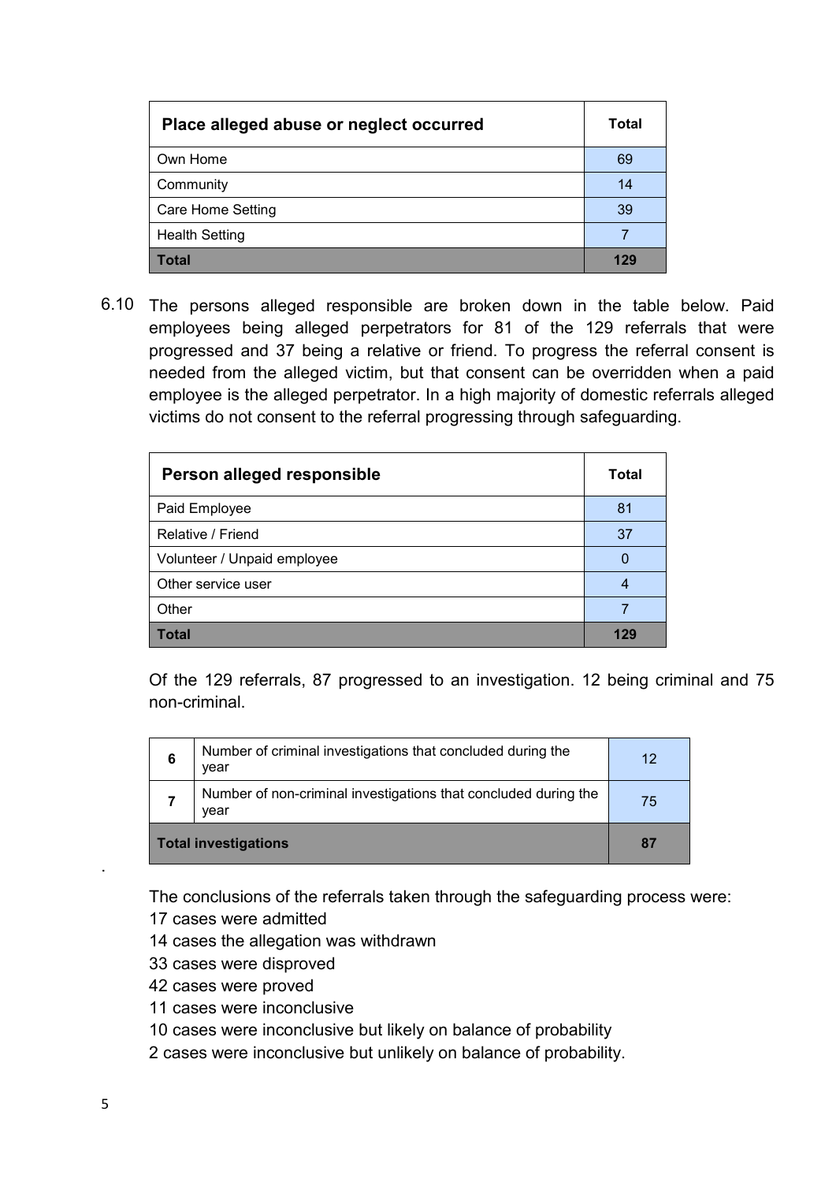| Place alleged abuse or neglect occurred | Total |
|---|---|
| Own Home | 69 |
| Community | 14 |
| Care Home Setting | 39 |
| Health Setting | 7 |
| **Total** | **129** |

6.10 The persons alleged responsible are broken down in the table below. Paid employees being alleged perpetrators for 81 of the 129 referrals that were progressed and 37 being a relative or friend. To progress the referral consent is needed from the alleged victim, but that consent can be overridden when a paid employee is the alleged perpetrator. In a high majority of domestic referrals alleged victims do not consent to the referral progressing through safeguarding.

| Person alleged responsible | Total |
|---|---|
| Paid Employee | 81 |
| Relative / Friend | 37 |
| Volunteer / Unpaid employee | 0 |
| Other service user | 4 |
| Other | 7 |
| **Total** | **129** |

Of the 129 referrals, 87 progressed to an investigation. 12 being criminal and 75 non-criminal.

| | | |
|---|---|---|
| 6 | Number of criminal investigations that concluded during the year | 12 |
| 7 | Number of non-criminal investigations that concluded during the year | 75 |
| **Total investigations** | | **87** |

.

The conclusions of the referrals taken through the safeguarding process were:
17 cases were admitted
14 cases the allegation was withdrawn
33 cases were disproved
42 cases were proved
11 cases were inconclusive
10 cases were inconclusive but likely on balance of probability
2 cases were inconclusive but unlikely on balance of probability.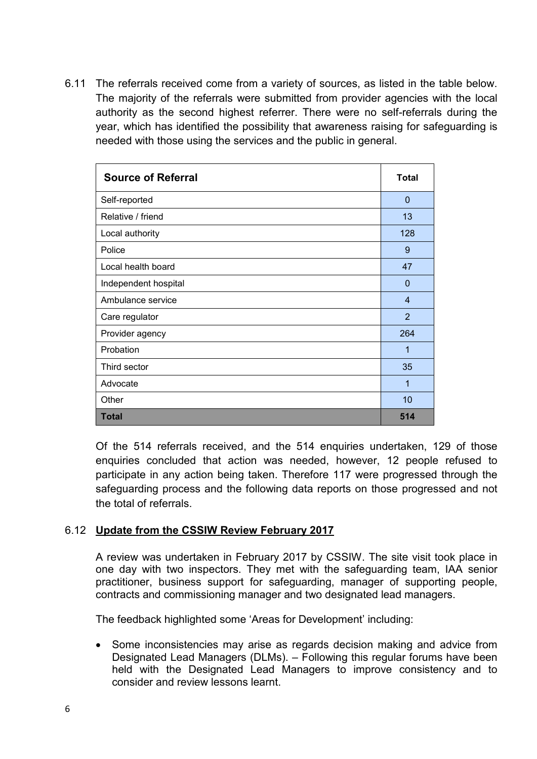6.11 The referrals received come from a variety of sources, as listed in the table below. The majority of the referrals were submitted from provider agencies with the local authority as the second highest referrer. There were no self-referrals during the year, which has identified the possibility that awareness raising for safeguarding is needed with those using the services and the public in general.

| Source of Referral | Total |
|---|---|
| Self-reported | 0 |
| Relative / friend | 13 |
| Local authority | 128 |
| Police | 9 |
| Local health board | 47 |
| Independent hospital | 0 |
| Ambulance service | 4 |
| Care regulator | 2 |
| Provider agency | 264 |
| Probation | 1 |
| Third sector | 35 |
| Advocate | 1 |
| Other | 10 |
| **Total** | **514** |

Of the 514 referrals received, and the 514 enquiries undertaken, 129 of those enquiries concluded that action was needed, however, 12 people refused to participate in any action being taken. Therefore 117 were progressed through the safeguarding process and the following data reports on those progressed and not the total of referrals.

6.12 **Update from the CSSIW Review February 2017**

A review was undertaken in February 2017 by CSSIW. The site visit took place in one day with two inspectors. They met with the safeguarding team, IAA senior practitioner, business support for safeguarding, manager of supporting people, contracts and commissioning manager and two designated lead managers.

The feedback highlighted some 'Areas for Development' including:

- Some inconsistencies may arise as regards decision making and advice from Designated Lead Managers (DLMs). – Following this regular forums have been held with the Designated Lead Managers to improve consistency and to consider and review lessons learnt.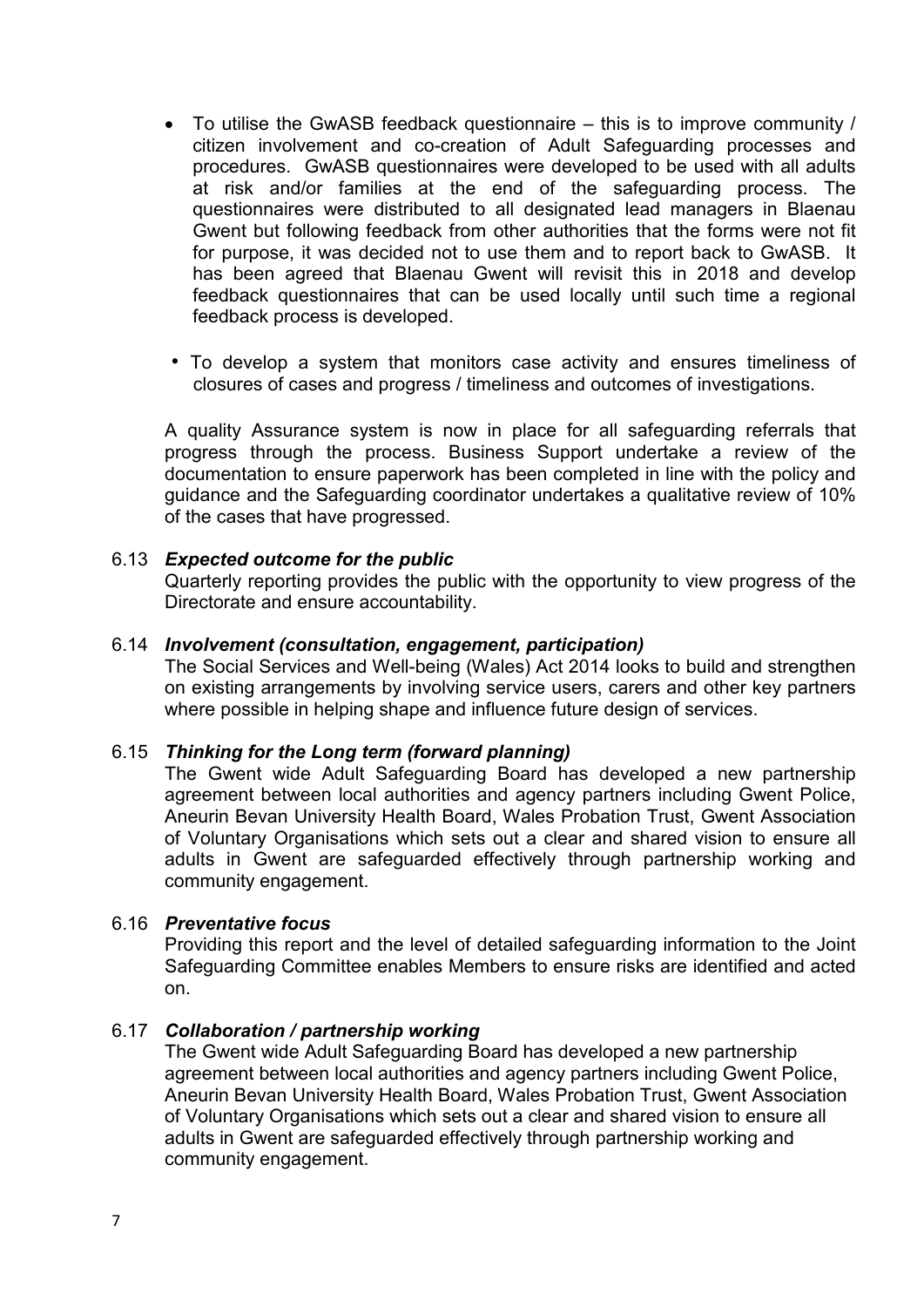- To utilise the GwASB feedback questionnaire – this is to improve community / citizen involvement and co-creation of Adult Safeguarding processes and procedures. GwASB questionnaires were developed to be used with all adults at risk and/or families at the end of the safeguarding process. The questionnaires were distributed to all designated lead managers in Blaenau Gwent but following feedback from other authorities that the forms were not fit for purpose, it was decided not to use them and to report back to GwASB. It has been agreed that Blaenau Gwent will revisit this in 2018 and develop feedback questionnaires that can be used locally until such time a regional feedback process is developed.

- To develop a system that monitors case activity and ensures timeliness of closures of cases and progress / timeliness and outcomes of investigations.

A quality Assurance system is now in place for all safeguarding referrals that progress through the process. Business Support undertake a review of the documentation to ensure paperwork has been completed in line with the policy and guidance and the Safeguarding coordinator undertakes a qualitative review of 10% of the cases that have progressed.

6.13 ***Expected outcome for the public***
Quarterly reporting provides the public with the opportunity to view progress of the Directorate and ensure accountability.

6.14 ***Involvement (consultation, engagement, participation)***
The Social Services and Well-being (Wales) Act 2014 looks to build and strengthen on existing arrangements by involving service users, carers and other key partners where possible in helping shape and influence future design of services.

6.15 ***Thinking for the Long term (forward planning)***
The Gwent wide Adult Safeguarding Board has developed a new partnership agreement between local authorities and agency partners including Gwent Police, Aneurin Bevan University Health Board, Wales Probation Trust, Gwent Association of Voluntary Organisations which sets out a clear and shared vision to ensure all adults in Gwent are safeguarded effectively through partnership working and community engagement.

6.16 ***Preventative focus***
Providing this report and the level of detailed safeguarding information to the Joint Safeguarding Committee enables Members to ensure risks are identified and acted on.

6.17 ***Collaboration / partnership working***
The Gwent wide Adult Safeguarding Board has developed a new partnership agreement between local authorities and agency partners including Gwent Police, Aneurin Bevan University Health Board, Wales Probation Trust, Gwent Association of Voluntary Organisations which sets out a clear and shared vision to ensure all adults in Gwent are safeguarded effectively through partnership working and community engagement.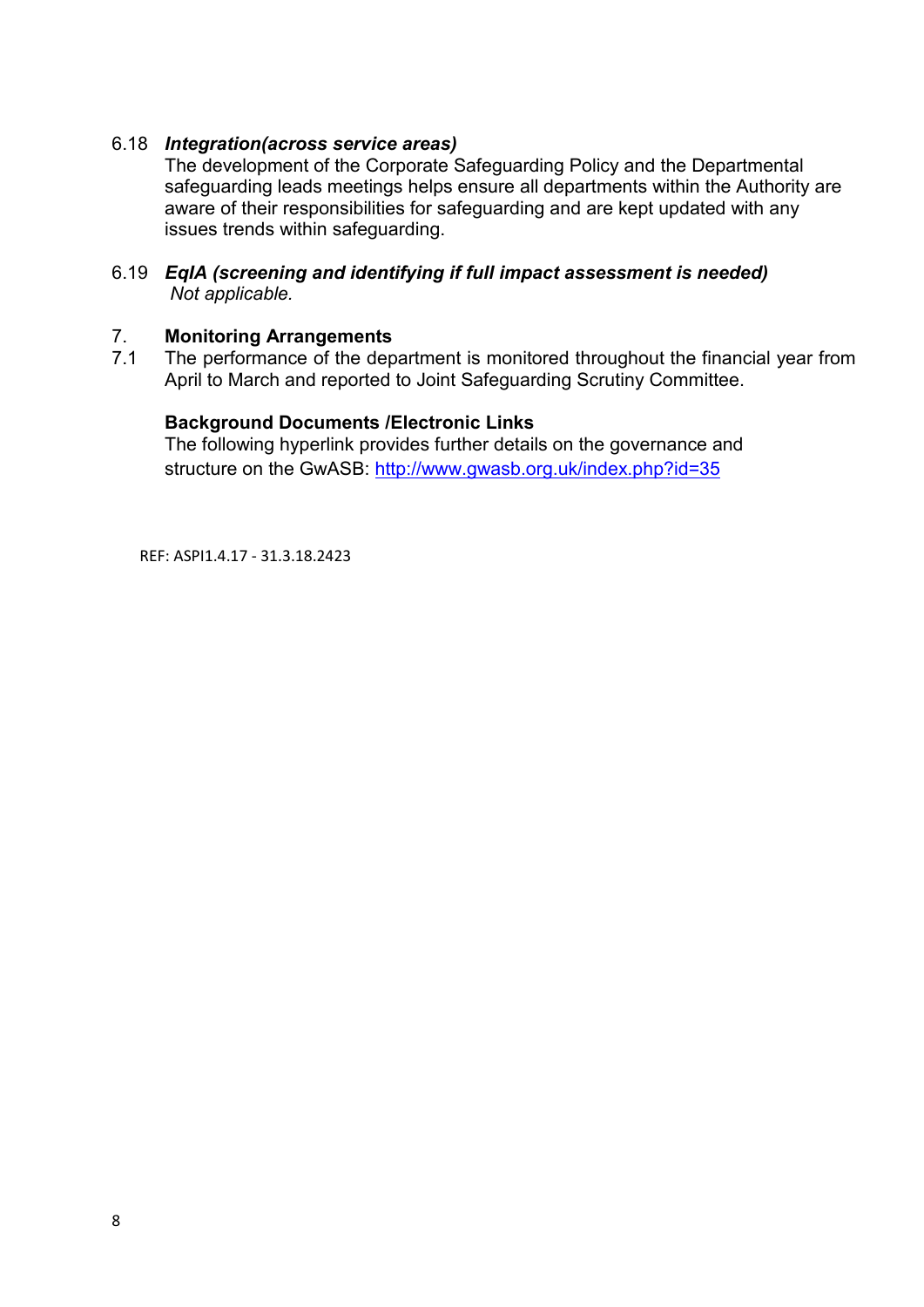6.18 ***Integration(across service areas)***

The development of the Corporate Safeguarding Policy and the Departmental safeguarding leads meetings helps ensure all departments within the Authority are aware of their responsibilities for safeguarding and are kept updated with any issues trends within safeguarding.

6.19 ***EqIA (screening and identifying if full impact assessment is needed)***

*Not applicable.*

## 7. Monitoring Arrangements

7.1 The performance of the department is monitored throughout the financial year from April to March and reported to Joint Safeguarding Scrutiny Committee.

**Background Documents /Electronic Links**

The following hyperlink provides further details on the governance and structure on the GwASB: [http://www.gwasb.org.uk/index.php?id=35](http://www.gwasb.org.uk/index.php?id=35)

REF: ASPI1.4.17 - 31.3.18.2423